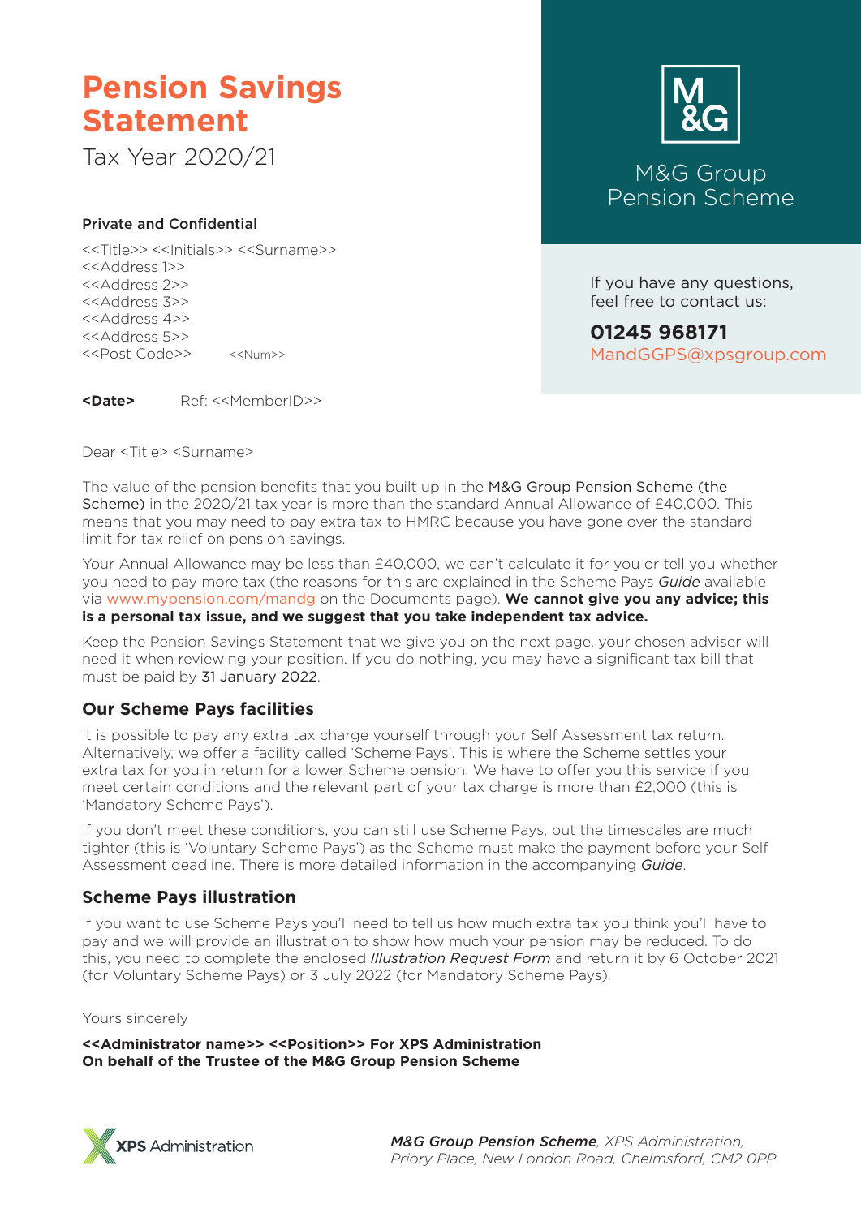# Pension Savings Statement

Tax Year 2020/21

M&G Group Pension Scheme

If you have any questions, feel free to contact us:

**01245 968171**
MandGGPS@xpsgroup.com

**Private and Confidential**

<<Title>> <<Initials>> <<Surname>>
<<Address 1>>
<<Address 2>>
<<Address 3>>
<<Address 4>>
<<Address 5>>
<<Post Code>> <<Num>>

**<Date>** Ref: <<MemberID>>

Dear <Title> <Surname>

The value of the pension benefits that you built up in the M&G Group Pension Scheme (the Scheme) in the 2020/21 tax year is more than the standard Annual Allowance of £40,000. This means that you may need to pay extra tax to HMRC because you have gone over the standard limit for tax relief on pension savings.

Your Annual Allowance may be less than £40,000, we can't calculate it for you or tell you whether you need to pay more tax (the reasons for this are explained in the Scheme Pays *Guide* available via www.mypension.com/mandg on the Documents page). **We cannot give you any advice; this is a personal tax issue, and we suggest that you take independent tax advice.**

Keep the Pension Savings Statement that we give you on the next page, your chosen adviser will need it when reviewing your position. If you do nothing, you may have a significant tax bill that must be paid by 31 January 2022.

## Our Scheme Pays facilities

It is possible to pay any extra tax charge yourself through your Self Assessment tax return. Alternatively, we offer a facility called 'Scheme Pays'. This is where the Scheme settles your extra tax for you in return for a lower Scheme pension. We have to offer you this service if you meet certain conditions and the relevant part of your tax charge is more than £2,000 (this is 'Mandatory Scheme Pays').

If you don't meet these conditions, you can still use Scheme Pays, but the timescales are much tighter (this is 'Voluntary Scheme Pays') as the Scheme must make the payment before your Self Assessment deadline. There is more detailed information in the accompanying *Guide*.

## Scheme Pays illustration

If you want to use Scheme Pays you'll need to tell us how much extra tax you think you'll have to pay and we will provide an illustration to show how much your pension may be reduced. To do this, you need to complete the enclosed *Illustration Request Form* and return it by 6 October 2021 (for Voluntary Scheme Pays) or 3 July 2022 (for Mandatory Scheme Pays).

Yours sincerely

**<<Administrator name>> <<Position>> For XPS Administration**
**On behalf of the Trustee of the M&G Group Pension Scheme**

XPS Administration

***M&G Group Pension Scheme****, XPS Administration, Priory Place, New London Road, Chelmsford, CM2 0PP*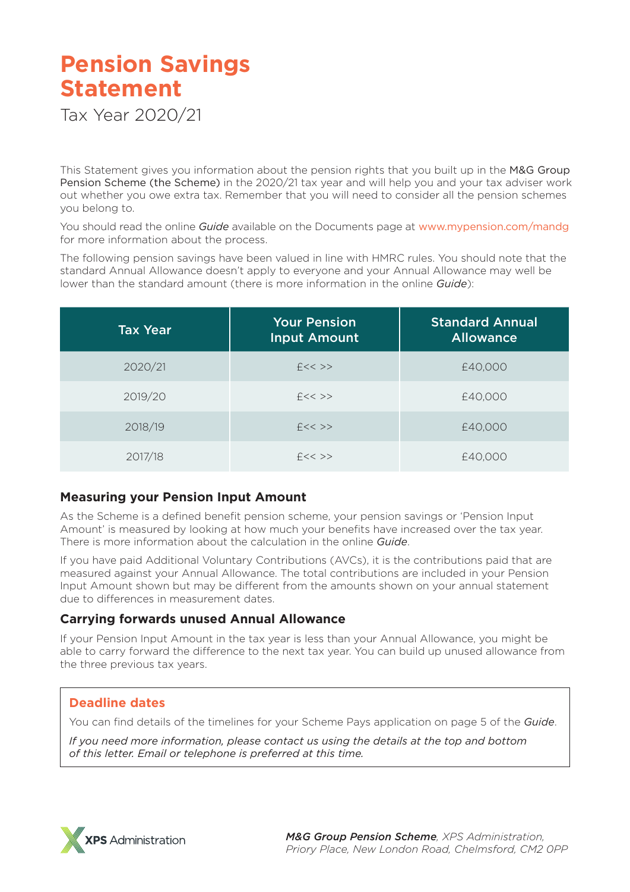# Pension Savings Statement

Tax Year 2020/21

This Statement gives you information about the pension rights that you built up in the M&G Group Pension Scheme (the Scheme) in the 2020/21 tax year and will help you and your tax adviser work out whether you owe extra tax. Remember that you will need to consider all the pension schemes you belong to.

You should read the online *Guide* available on the Documents page at www.mypension.com/mandg for more information about the process.

The following pension savings have been valued in line with HMRC rules. You should note that the standard Annual Allowance doesn't apply to everyone and your Annual Allowance may well be lower than the standard amount (there is more information in the online *Guide*):

| Tax Year | Your Pension Input Amount | Standard Annual Allowance |
|---|---|---|
| 2020/21 | £<< >> | £40,000 |
| 2019/20 | £<< >> | £40,000 |
| 2018/19 | £<< >> | £40,000 |
| 2017/18 | £<< >> | £40,000 |

### Measuring your Pension Input Amount

As the Scheme is a defined benefit pension scheme, your pension savings or 'Pension Input Amount' is measured by looking at how much your benefits have increased over the tax year. There is more information about the calculation in the online *Guide*.

If you have paid Additional Voluntary Contributions (AVCs), it is the contributions paid that are measured against your Annual Allowance. The total contributions are included in your Pension Input Amount shown but may be different from the amounts shown on your annual statement due to differences in measurement dates.

### Carrying forwards unused Annual Allowance

If your Pension Input Amount in the tax year is less than your Annual Allowance, you might be able to carry forward the difference to the next tax year. You can build up unused allowance from the three previous tax years.

#### Deadline dates

You can find details of the timelines for your Scheme Pays application on page 5 of the *Guide*.

*If you need more information, please contact us using the details at the top and bottom of this letter. Email or telephone is preferred at this time.*

XPS Administration

***M&G Group Pension Scheme**, XPS Administration, Priory Place, New London Road, Chelmsford, CM2 0PP*